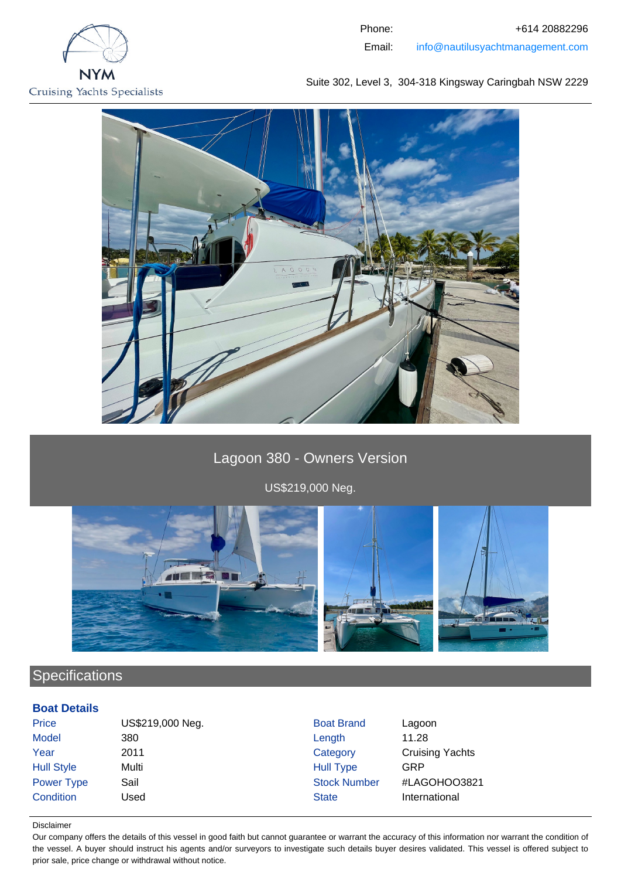NYM
Cruising Yachts Specialists

Phone: +614 20882296
Email: info@nautilusyachtmanagement.com

Suite 302, Level 3, 304-318 Kingsway Caringbah NSW 2229

# Lagoon 380 - Owners Version

US$219,000 Neg.

## Specifications

### Boat Details

| | | | |
|---|---|---|---|
| Price | US$219,000 Neg. | Boat Brand | Lagoon |
| Model | 380 | Length | 11.28 |
| Year | 2011 | Category | Cruising Yachts |
| Hull Style | Multi | Hull Type | GRP |
| Power Type | Sail | Stock Number | #LAGOHOO3821 |
| Condition | Used | State | International |

Disclaimer

Our company offers the details of this vessel in good faith but cannot guarantee or warrant the accuracy of this information nor warrant the condition of the vessel. A buyer should instruct his agents and/or surveyors to investigate such details buyer desires validated. This vessel is offered subject to prior sale, price change or withdrawal without notice.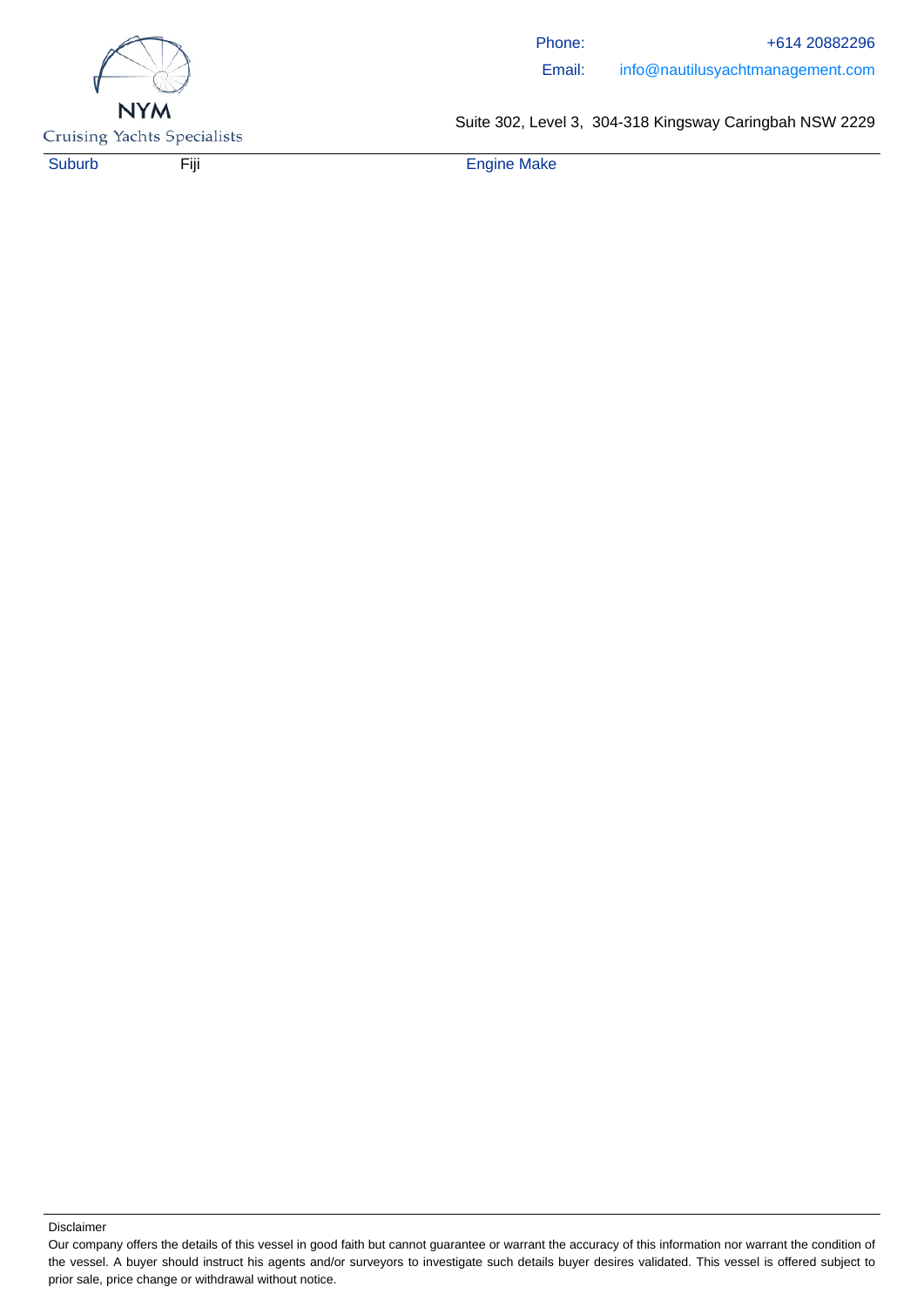| Suburb | Fiji | Engine Make | |
|---|---|---|---|

Disclaimer

Our company offers the details of this vessel in good faith but cannot guarantee or warrant the accuracy of this information nor warrant the condition of the vessel. A buyer should instruct his agents and/or surveyors to investigate such details buyer desires validated. This vessel is offered subject to prior sale, price change or withdrawal without notice.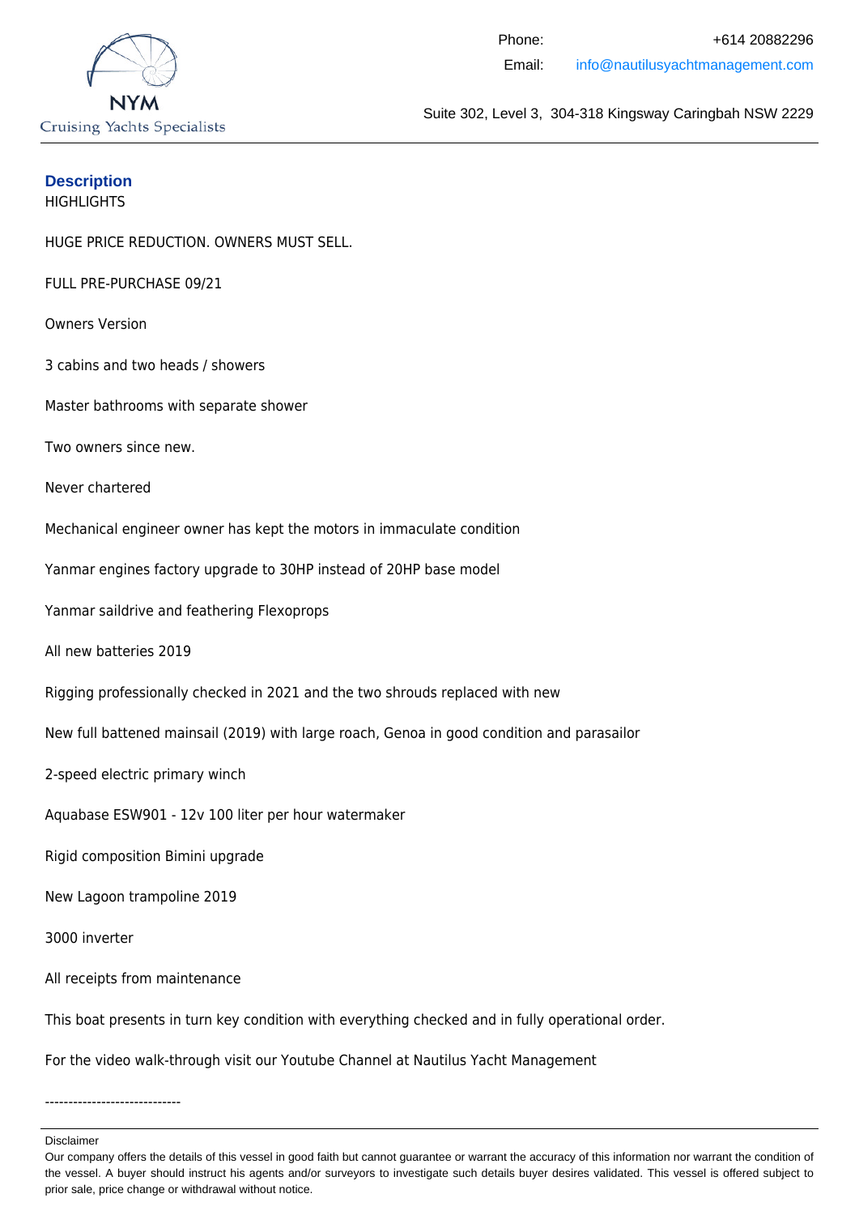## Description

HIGHLIGHTS

HUGE PRICE REDUCTION. OWNERS MUST SELL.

FULL PRE-PURCHASE 09/21

Owners Version

3 cabins and two heads / showers

Master bathrooms with separate shower

Two owners since new.

Never chartered

Mechanical engineer owner has kept the motors in immaculate condition

Yanmar engines factory upgrade to 30HP instead of 20HP base model

Yanmar saildrive and feathering Flexoprops

All new batteries 2019

Rigging professionally checked in 2021 and the two shrouds replaced with new

New full battened mainsail (2019) with large roach, Genoa in good condition and parasailor

2-speed electric primary winch

Aquabase ESW901 - 12v 100 liter per hour watermaker

Rigid composition Bimini upgrade

New Lagoon trampoline 2019

3000 inverter

All receipts from maintenance

This boat presents in turn key condition with everything checked and in fully operational order.

For the video walk-through visit our Youtube Channel at Nautilus Yacht Management

-----------------------------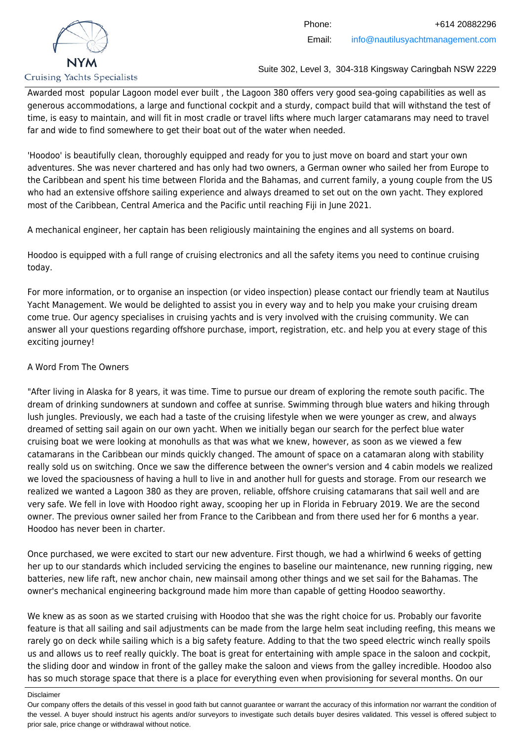Awarded most popular Lagoon model ever built , the Lagoon 380 offers very good sea-going capabilities as well as generous accommodations, a large and functional cockpit and a sturdy, compact build that will withstand the test of time, is easy to maintain, and will fit in most cradle or travel lifts where much larger catamarans may need to travel far and wide to find somewhere to get their boat out of the water when needed.

'Hoodoo' is beautifully clean, thoroughly equipped and ready for you to just move on board and start your own adventures. She was never chartered and has only had two owners, a German owner who sailed her from Europe to the Caribbean and spent his time between Florida and the Bahamas, and current family, a young couple from the US who had an extensive offshore sailing experience and always dreamed to set out on the own yacht. They explored most of the Caribbean, Central America and the Pacific until reaching Fiji in June 2021.

A mechanical engineer, her captain has been religiously maintaining the engines and all systems on board.

Hoodoo is equipped with a full range of cruising electronics and all the safety items you need to continue cruising today.

For more information, or to organise an inspection (or video inspection) please contact our friendly team at Nautilus Yacht Management. We would be delighted to assist you in every way and to help you make your cruising dream come true. Our agency specialises in cruising yachts and is very involved with the cruising community. We can answer all your questions regarding offshore purchase, import, registration, etc. and help you at every stage of this exciting journey!

A Word From The Owners

"After living in Alaska for 8 years, it was time. Time to pursue our dream of exploring the remote south pacific. The dream of drinking sundowners at sundown and coffee at sunrise. Swimming through blue waters and hiking through lush jungles. Previously, we each had a taste of the cruising lifestyle when we were younger as crew, and always dreamed of setting sail again on our own yacht. When we initially began our search for the perfect blue water cruising boat we were looking at monohulls as that was what we knew, however, as soon as we viewed a few catamarans in the Caribbean our minds quickly changed. The amount of space on a catamaran along with stability really sold us on switching. Once we saw the difference between the owner's version and 4 cabin models we realized we loved the spaciousness of having a hull to live in and another hull for guests and storage. From our research we realized we wanted a Lagoon 380 as they are proven, reliable, offshore cruising catamarans that sail well and are very safe. We fell in love with Hoodoo right away, scooping her up in Florida in February 2019. We are the second owner. The previous owner sailed her from France to the Caribbean and from there used her for 6 months a year. Hoodoo has never been in charter.

Once purchased, we were excited to start our new adventure. First though, we had a whirlwind 6 weeks of getting her up to our standards which included servicing the engines to baseline our maintenance, new running rigging, new batteries, new life raft, new anchor chain, new mainsail among other things and we set sail for the Bahamas. The owner's mechanical engineering background made him more than capable of getting Hoodoo seaworthy.

We knew as as soon as we started cruising with Hoodoo that she was the right choice for us. Probably our favorite feature is that all sailing and sail adjustments can be made from the large helm seat including reefing, this means we rarely go on deck while sailing which is a big safety feature. Adding to that the two speed electric winch really spoils us and allows us to reef really quickly. The boat is great for entertaining with ample space in the saloon and cockpit, the sliding door and window in front of the galley make the saloon and views from the galley incredible. Hoodoo also has so much storage space that there is a place for everything even when provisioning for several months. On our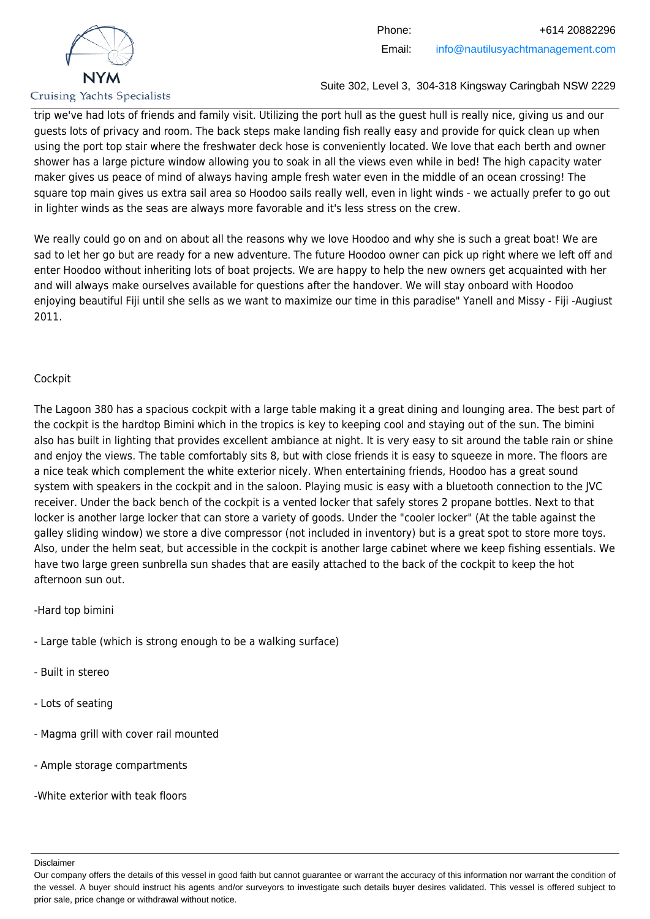trip we've had lots of friends and family visit. Utilizing the port hull as the guest hull is really nice, giving us and our guests lots of privacy and room. The back steps make landing fish really easy and provide for quick clean up when using the port top stair where the freshwater deck hose is conveniently located. We love that each berth and owner shower has a large picture window allowing you to soak in all the views even while in bed! The high capacity water maker gives us peace of mind of always having ample fresh water even in the middle of an ocean crossing! The square top main gives us extra sail area so Hoodoo sails really well, even in light winds - we actually prefer to go out in lighter winds as the seas are always more favorable and it's less stress on the crew.

We really could go on and on about all the reasons why we love Hoodoo and why she is such a great boat! We are sad to let her go but are ready for a new adventure. The future Hoodoo owner can pick up right where we left off and enter Hoodoo without inheriting lots of boat projects. We are happy to help the new owners get acquainted with her and will always make ourselves available for questions after the handover. We will stay onboard with Hoodoo enjoying beautiful Fiji until she sells as we want to maximize our time in this paradise" Yanell and Missy - Fiji -Augiust 2011.

Cockpit

The Lagoon 380 has a spacious cockpit with a large table making it a great dining and lounging area. The best part of the cockpit is the hardtop Bimini which in the tropics is key to keeping cool and staying out of the sun. The bimini also has built in lighting that provides excellent ambiance at night. It is very easy to sit around the table rain or shine and enjoy the views. The table comfortably sits 8, but with close friends it is easy to squeeze in more. The floors are a nice teak which complement the white exterior nicely. When entertaining friends, Hoodoo has a great sound system with speakers in the cockpit and in the saloon. Playing music is easy with a bluetooth connection to the JVC receiver. Under the back bench of the cockpit is a vented locker that safely stores 2 propane bottles. Next to that locker is another large locker that can store a variety of goods. Under the "cooler locker" (At the table against the galley sliding window) we store a dive compressor (not included in inventory) but is a great spot to store more toys. Also, under the helm seat, but accessible in the cockpit is another large cabinet where we keep fishing essentials. We have two large green sunbrella sun shades that are easily attached to the back of the cockpit to keep the hot afternoon sun out.

-Hard top bimini

- Large table (which is strong enough to be a walking surface)

- Built in stereo

- Lots of seating

- Magma grill with cover rail mounted

- Ample storage compartments

-White exterior with teak floors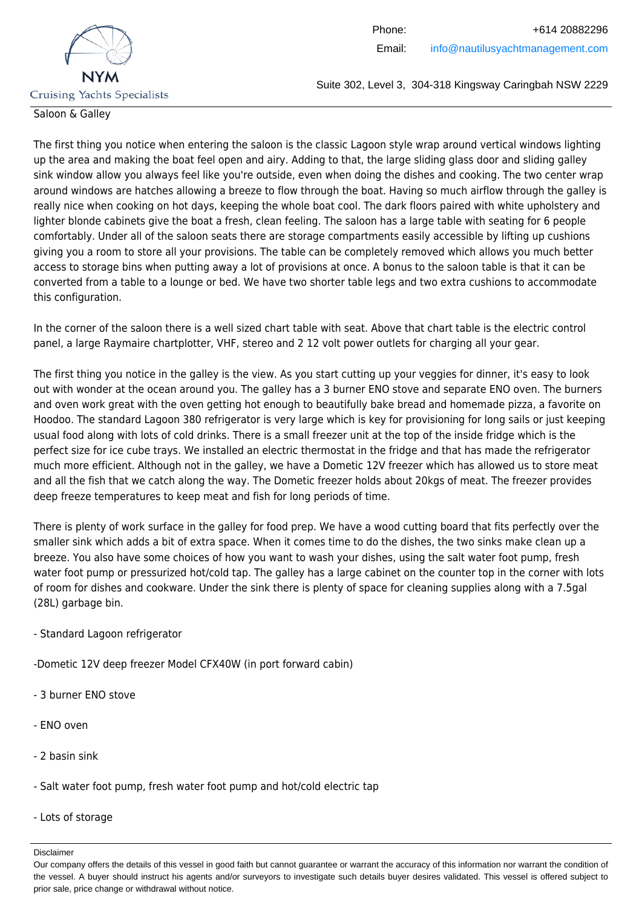Saloon & Galley

The first thing you notice when entering the saloon is the classic Lagoon style wrap around vertical windows lighting up the area and making the boat feel open and airy. Adding to that, the large sliding glass door and sliding galley sink window allow you always feel like you're outside, even when doing the dishes and cooking. The two center wrap around windows are hatches allowing a breeze to flow through the boat. Having so much airflow through the galley is really nice when cooking on hot days, keeping the whole boat cool. The dark floors paired with white upholstery and lighter blonde cabinets give the boat a fresh, clean feeling. The saloon has a large table with seating for 6 people comfortably. Under all of the saloon seats there are storage compartments easily accessible by lifting up cushions giving you a room to store all your provisions. The table can be completely removed which allows you much better access to storage bins when putting away a lot of provisions at once. A bonus to the saloon table is that it can be converted from a table to a lounge or bed. We have two shorter table legs and two extra cushions to accommodate this configuration.

In the corner of the saloon there is a well sized chart table with seat. Above that chart table is the electric control panel, a large Raymaire chartplotter, VHF, stereo and 2 12 volt power outlets for charging all your gear.

The first thing you notice in the galley is the view. As you start cutting up your veggies for dinner, it's easy to look out with wonder at the ocean around you. The galley has a 3 burner ENO stove and separate ENO oven. The burners and oven work great with the oven getting hot enough to beautifully bake bread and homemade pizza, a favorite on Hoodoo. The standard Lagoon 380 refrigerator is very large which is key for provisioning for long sails or just keeping usual food along with lots of cold drinks. There is a small freezer unit at the top of the inside fridge which is the perfect size for ice cube trays. We installed an electric thermostat in the fridge and that has made the refrigerator much more efficient. Although not in the galley, we have a Dometic 12V freezer which has allowed us to store meat and all the fish that we catch along the way. The Dometic freezer holds about 20kgs of meat. The freezer provides deep freeze temperatures to keep meat and fish for long periods of time.

There is plenty of work surface in the galley for food prep. We have a wood cutting board that fits perfectly over the smaller sink which adds a bit of extra space. When it comes time to do the dishes, the two sinks make clean up a breeze. You also have some choices of how you want to wash your dishes, using the salt water foot pump, fresh water foot pump or pressurized hot/cold tap. The galley has a large cabinet on the counter top in the corner with lots of room for dishes and cookware. Under the sink there is plenty of space for cleaning supplies along with a 7.5gal (28L) garbage bin.

- Standard Lagoon refrigerator

-Dometic 12V deep freezer Model CFX40W (in port forward cabin)

- 3 burner ENO stove

- ENO oven

- 2 basin sink

- Salt water foot pump, fresh water foot pump and hot/cold electric tap

- Lots of storage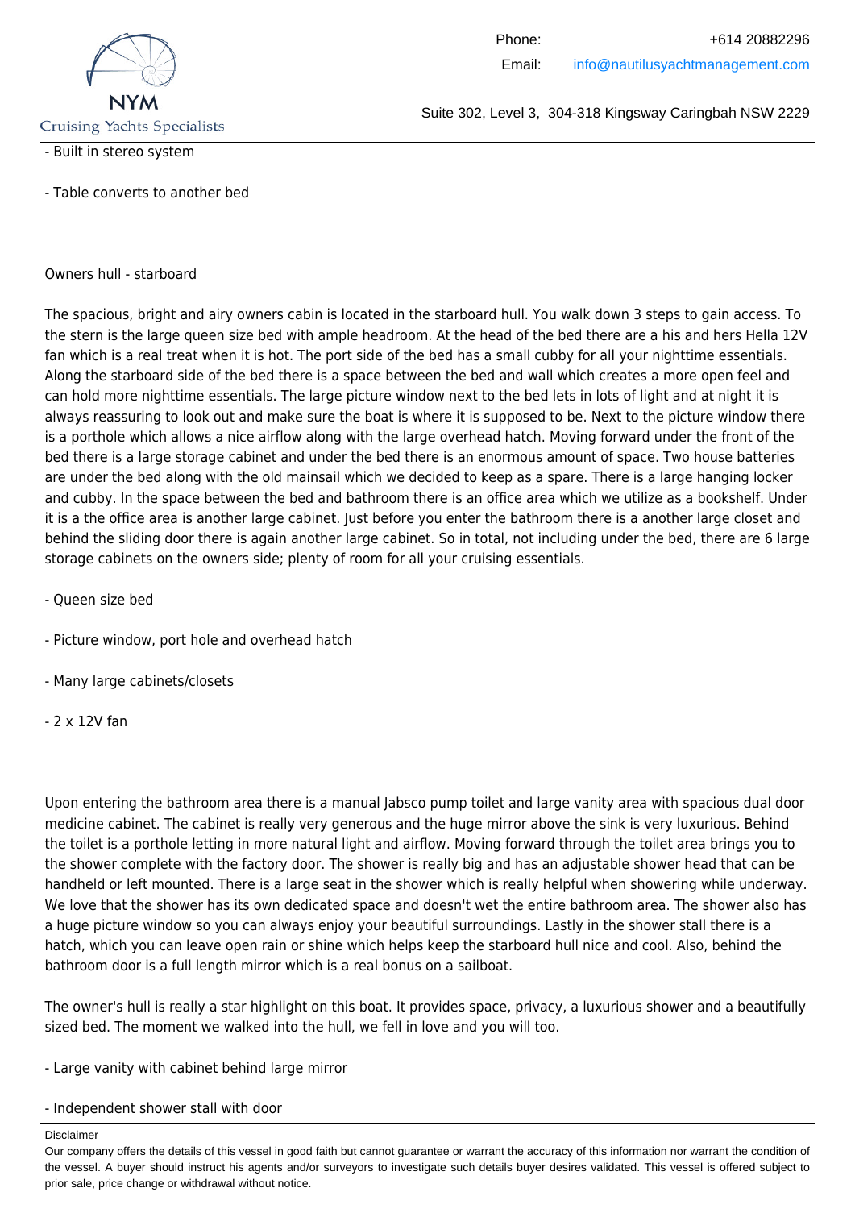- Built in stereo system

- Table converts to another bed

Owners hull - starboard

The spacious, bright and airy owners cabin is located in the starboard hull. You walk down 3 steps to gain access. To the stern is the large queen size bed with ample headroom. At the head of the bed there are a his and hers Hella 12V fan which is a real treat when it is hot. The port side of the bed has a small cubby for all your nighttime essentials. Along the starboard side of the bed there is a space between the bed and wall which creates a more open feel and can hold more nighttime essentials. The large picture window next to the bed lets in lots of light and at night it is always reassuring to look out and make sure the boat is where it is supposed to be. Next to the picture window there is a porthole which allows a nice airflow along with the large overhead hatch. Moving forward under the front of the bed there is a large storage cabinet and under the bed there is an enormous amount of space. Two house batteries are under the bed along with the old mainsail which we decided to keep as a spare. There is a large hanging locker and cubby. In the space between the bed and bathroom there is an office area which we utilize as a bookshelf. Under it is a the office area is another large cabinet. Just before you enter the bathroom there is a another large closet and behind the sliding door there is again another large cabinet. So in total, not including under the bed, there are 6 large storage cabinets on the owners side; plenty of room for all your cruising essentials.

- Queen size bed

- Picture window, port hole and overhead hatch

- Many large cabinets/closets

- 2 x 12V fan

Upon entering the bathroom area there is a manual Jabsco pump toilet and large vanity area with spacious dual door medicine cabinet. The cabinet is really very generous and the huge mirror above the sink is very luxurious. Behind the toilet is a porthole letting in more natural light and airflow. Moving forward through the toilet area brings you to the shower complete with the factory door. The shower is really big and has an adjustable shower head that can be handheld or left mounted. There is a large seat in the shower which is really helpful when showering while underway. We love that the shower has its own dedicated space and doesn't wet the entire bathroom area. The shower also has a huge picture window so you can always enjoy your beautiful surroundings. Lastly in the shower stall there is a hatch, which you can leave open rain or shine which helps keep the starboard hull nice and cool. Also, behind the bathroom door is a full length mirror which is a real bonus on a sailboat.

The owner's hull is really a star highlight on this boat. It provides space, privacy, a luxurious shower and a beautifully sized bed. The moment we walked into the hull, we fell in love and you will too.

- Large vanity with cabinet behind large mirror

- Independent shower stall with door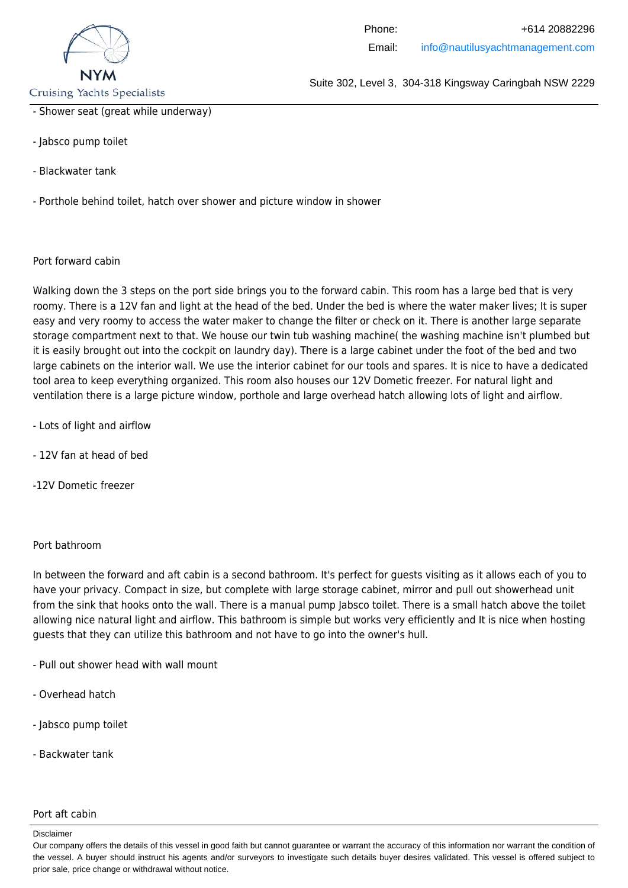- Shower seat (great while underway)

- Jabsco pump toilet

- Blackwater tank

- Porthole behind toilet, hatch over shower and picture window in shower

Port forward cabin

Walking down the 3 steps on the port side brings you to the forward cabin. This room has a large bed that is very roomy. There is a 12V fan and light at the head of the bed. Under the bed is where the water maker lives; It is super easy and very roomy to access the water maker to change the filter or check on it. There is another large separate storage compartment next to that. We house our twin tub washing machine( the washing machine isn't plumbed but it is easily brought out into the cockpit on laundry day). There is a large cabinet under the foot of the bed and two large cabinets on the interior wall. We use the interior cabinet for our tools and spares. It is nice to have a dedicated tool area to keep everything organized. This room also houses our 12V Dometic freezer. For natural light and ventilation there is a large picture window, porthole and large overhead hatch allowing lots of light and airflow.

- Lots of light and airflow

- 12V fan at head of bed

-12V Dometic freezer

Port bathroom

In between the forward and aft cabin is a second bathroom. It's perfect for guests visiting as it allows each of you to have your privacy. Compact in size, but complete with large storage cabinet, mirror and pull out showerhead unit from the sink that hooks onto the wall. There is a manual pump Jabsco toilet. There is a small hatch above the toilet allowing nice natural light and airflow. This bathroom is simple but works very efficiently and It is nice when hosting guests that they can utilize this bathroom and not have to go into the owner's hull.

- Pull out shower head with wall mount

- Overhead hatch

- Jabsco pump toilet

- Backwater tank

Port aft cabin

Disclaimer

Our company offers the details of this vessel in good faith but cannot guarantee or warrant the accuracy of this information nor warrant the condition of the vessel. A buyer should instruct his agents and/or surveyors to investigate such details buyer desires validated. This vessel is offered subject to prior sale, price change or withdrawal without notice.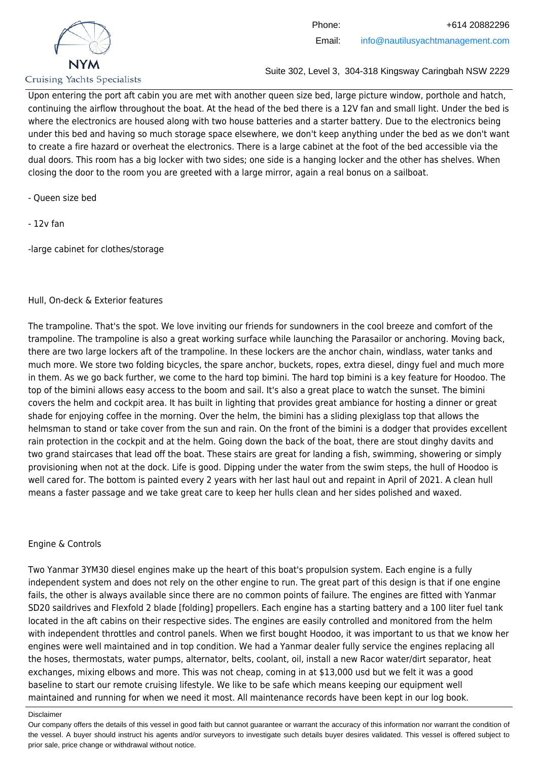Upon entering the port aft cabin you are met with another queen size bed, large picture window, porthole and hatch, continuing the airflow throughout the boat. At the head of the bed there is a 12V fan and small light. Under the bed is where the electronics are housed along with two house batteries and a starter battery. Due to the electronics being under this bed and having so much storage space elsewhere, we don't keep anything under the bed as we don't want to create a fire hazard or overheat the electronics. There is a large cabinet at the foot of the bed accessible via the dual doors. This room has a big locker with two sides; one side is a hanging locker and the other has shelves. When closing the door to the room you are greeted with a large mirror, again a real bonus on a sailboat.

- Queen size bed

- 12v fan

-large cabinet for clothes/storage

Hull, On-deck & Exterior features

The trampoline. That's the spot. We love inviting our friends for sundowners in the cool breeze and comfort of the trampoline. The trampoline is also a great working surface while launching the Parasailor or anchoring. Moving back, there are two large lockers aft of the trampoline. In these lockers are the anchor chain, windlass, water tanks and much more. We store two folding bicycles, the spare anchor, buckets, ropes, extra diesel, dingy fuel and much more in them. As we go back further, we come to the hard top bimini. The hard top bimini is a key feature for Hoodoo. The top of the bimini allows easy access to the boom and sail. It's also a great place to watch the sunset. The bimini covers the helm and cockpit area. It has built in lighting that provides great ambiance for hosting a dinner or great shade for enjoying coffee in the morning. Over the helm, the bimini has a sliding plexiglass top that allows the helmsman to stand or take cover from the sun and rain. On the front of the bimini is a dodger that provides excellent rain protection in the cockpit and at the helm. Going down the back of the boat, there are stout dinghy davits and two grand staircases that lead off the boat. These stairs are great for landing a fish, swimming, showering or simply provisioning when not at the dock. Life is good. Dipping under the water from the swim steps, the hull of Hoodoo is well cared for. The bottom is painted every 2 years with her last haul out and repaint in April of 2021. A clean hull means a faster passage and we take great care to keep her hulls clean and her sides polished and waxed.

Engine & Controls

Two Yanmar 3YM30 diesel engines make up the heart of this boat's propulsion system. Each engine is a fully independent system and does not rely on the other engine to run. The great part of this design is that if one engine fails, the other is always available since there are no common points of failure. The engines are fitted with Yanmar SD20 saildrives and Flexfold 2 blade [folding] propellers. Each engine has a starting battery and a 100 liter fuel tank located in the aft cabins on their respective sides. The engines are easily controlled and monitored from the helm with independent throttles and control panels. When we first bought Hoodoo, it was important to us that we know her engines were well maintained and in top condition. We had a Yanmar dealer fully service the engines replacing all the hoses, thermostats, water pumps, alternator, belts, coolant, oil, install a new Racor water/dirt separator, heat exchanges, mixing elbows and more. This was not cheap, coming in at $13,000 usd but we felt it was a good baseline to start our remote cruising lifestyle. We like to be safe which means keeping our equipment well maintained and running for when we need it most. All maintenance records have been kept in our log book.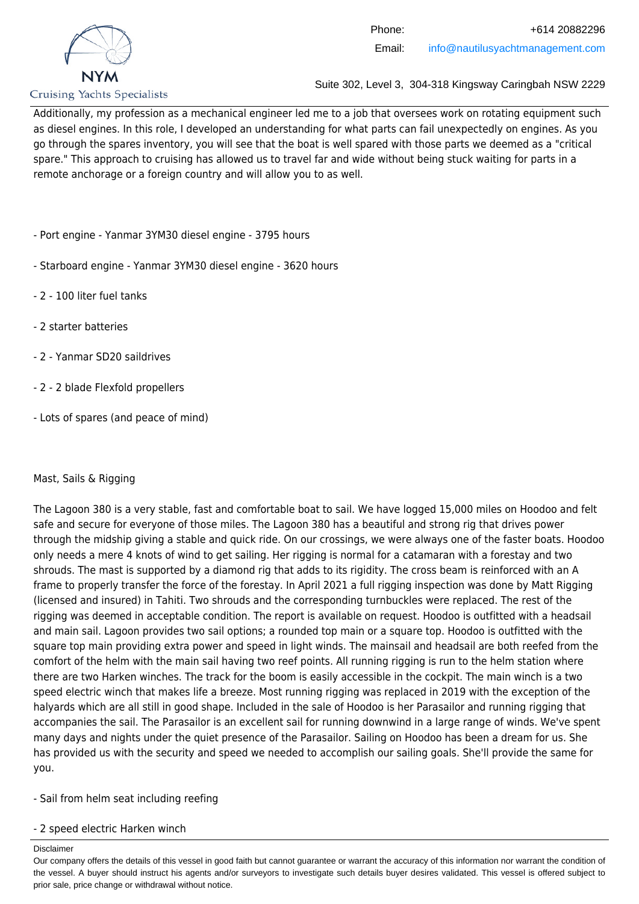Additionally, my profession as a mechanical engineer led me to a job that oversees work on rotating equipment such as diesel engines. In this role, I developed an understanding for what parts can fail unexpectedly on engines. As you go through the spares inventory, you will see that the boat is well spared with those parts we deemed as a "critical spare." This approach to cruising has allowed us to travel far and wide without being stuck waiting for parts in a remote anchorage or a foreign country and will allow you to as well.

- Port engine - Yanmar 3YM30 diesel engine - 3795 hours

- Starboard engine - Yanmar 3YM30 diesel engine - 3620 hours

- 2 - 100 liter fuel tanks

- 2 starter batteries

- 2 - Yanmar SD20 saildrives

- 2 - 2 blade Flexfold propellers

- Lots of spares (and peace of mind)

Mast, Sails & Rigging

The Lagoon 380 is a very stable, fast and comfortable boat to sail. We have logged 15,000 miles on Hoodoo and felt safe and secure for everyone of those miles. The Lagoon 380 has a beautiful and strong rig that drives power through the midship giving a stable and quick ride. On our crossings, we were always one of the faster boats. Hoodoo only needs a mere 4 knots of wind to get sailing. Her rigging is normal for a catamaran with a forestay and two shrouds. The mast is supported by a diamond rig that adds to its rigidity. The cross beam is reinforced with an A frame to properly transfer the force of the forestay. In April 2021 a full rigging inspection was done by Matt Rigging (licensed and insured) in Tahiti. Two shrouds and the corresponding turnbuckles were replaced. The rest of the rigging was deemed in acceptable condition. The report is available on request. Hoodoo is outfitted with a headsail and main sail. Lagoon provides two sail options; a rounded top main or a square top. Hoodoo is outfitted with the square top main providing extra power and speed in light winds. The mainsail and headsail are both reefed from the comfort of the helm with the main sail having two reef points. All running rigging is run to the helm station where there are two Harken winches. The track for the boom is easily accessible in the cockpit. The main winch is a two speed electric winch that makes life a breeze. Most running rigging was replaced in 2019 with the exception of the halyards which are all still in good shape. Included in the sale of Hoodoo is her Parasailor and running rigging that accompanies the sail. The Parasailor is an excellent sail for running downwind in a large range of winds. We've spent many days and nights under the quiet presence of the Parasailor. Sailing on Hoodoo has been a dream for us. She has provided us with the security and speed we needed to accomplish our sailing goals. She'll provide the same for you.

- Sail from helm seat including reefing

- 2 speed electric Harken winch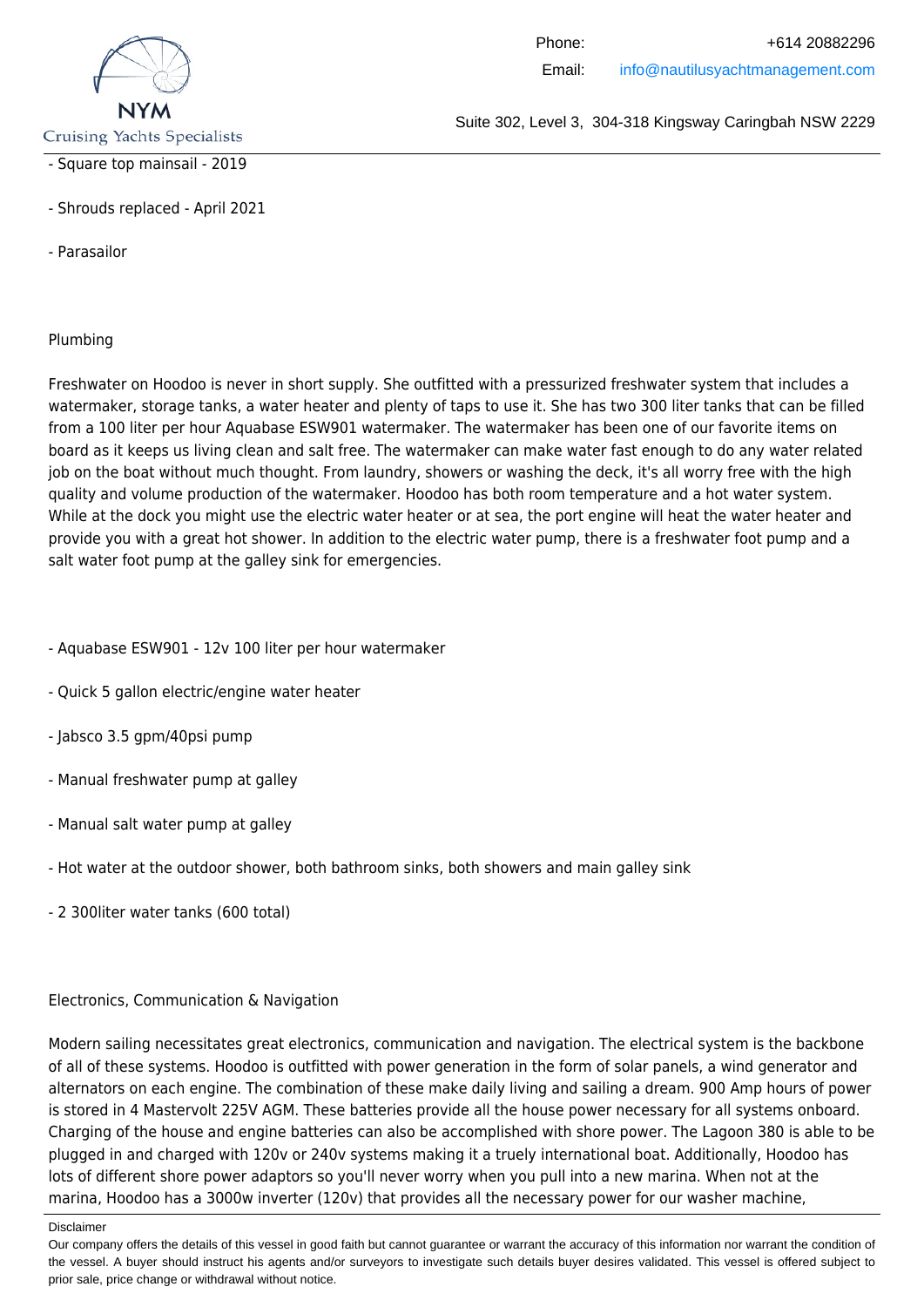- Square top mainsail - 2019

- Shrouds replaced - April 2021

- Parasailor

## Plumbing

Freshwater on Hoodoo is never in short supply. She outfitted with a pressurized freshwater system that includes a watermaker, storage tanks, a water heater and plenty of taps to use it. She has two 300 liter tanks that can be filled from a 100 liter per hour Aquabase ESW901 watermaker. The watermaker has been one of our favorite items on board as it keeps us living clean and salt free. The watermaker can make water fast enough to do any water related job on the boat without much thought. From laundry, showers or washing the deck, it's all worry free with the high quality and volume production of the watermaker. Hoodoo has both room temperature and a hot water system. While at the dock you might use the electric water heater or at sea, the port engine will heat the water heater and provide you with a great hot shower. In addition to the electric water pump, there is a freshwater foot pump and a salt water foot pump at the galley sink for emergencies.

- Aquabase ESW901 - 12v 100 liter per hour watermaker

- Quick 5 gallon electric/engine water heater

- Jabsco 3.5 gpm/40psi pump

- Manual freshwater pump at galley

- Manual salt water pump at galley

- Hot water at the outdoor shower, both bathroom sinks, both showers and main galley sink

- 2 300liter water tanks (600 total)

## Electronics, Communication & Navigation

Modern sailing necessitates great electronics, communication and navigation. The electrical system is the backbone of all of these systems. Hoodoo is outfitted with power generation in the form of solar panels, a wind generator and alternators on each engine. The combination of these make daily living and sailing a dream. 900 Amp hours of power is stored in 4 Mastervolt 225V AGM. These batteries provide all the house power necessary for all systems onboard. Charging of the house and engine batteries can also be accomplished with shore power. The Lagoon 380 is able to be plugged in and charged with 120v or 240v systems making it a truely international boat. Additionally, Hoodoo has lots of different shore power adaptors so you'll never worry when you pull into a new marina. When not at the marina, Hoodoo has a 3000w inverter (120v) that provides all the necessary power for our washer machine,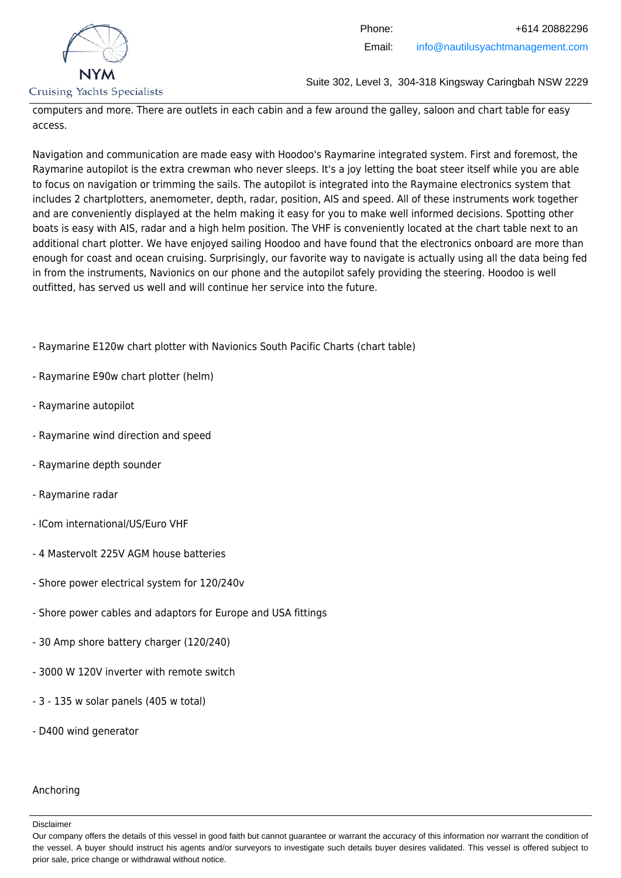computers and more. There are outlets in each cabin and a few around the galley, saloon and chart table for easy access.

Navigation and communication are made easy with Hoodoo's Raymarine integrated system. First and foremost, the Raymarine autopilot is the extra crewman who never sleeps. It's a joy letting the boat steer itself while you are able to focus on navigation or trimming the sails. The autopilot is integrated into the Raymaine electronics system that includes 2 chartplotters, anemometer, depth, radar, position, AIS and speed. All of these instruments work together and are conveniently displayed at the helm making it easy for you to make well informed decisions. Spotting other boats is easy with AIS, radar and a high helm position. The VHF is conveniently located at the chart table next to an additional chart plotter. We have enjoyed sailing Hoodoo and have found that the electronics onboard are more than enough for coast and ocean cruising. Surprisingly, our favorite way to navigate is actually using all the data being fed in from the instruments, Navionics on our phone and the autopilot safely providing the steering. Hoodoo is well outfitted, has served us well and will continue her service into the future.

- Raymarine E120w chart plotter with Navionics South Pacific Charts (chart table)

- Raymarine E90w chart plotter (helm)

- Raymarine autopilot

- Raymarine wind direction and speed

- Raymarine depth sounder

- Raymarine radar

- ICom international/US/Euro VHF

- 4 Mastervolt 225V AGM house batteries

- Shore power electrical system for 120/240v

- Shore power cables and adaptors for Europe and USA fittings

- 30 Amp shore battery charger (120/240)

- 3000 W 120V inverter with remote switch

- 3 - 135 w solar panels (405 w total)

- D400 wind generator

Anchoring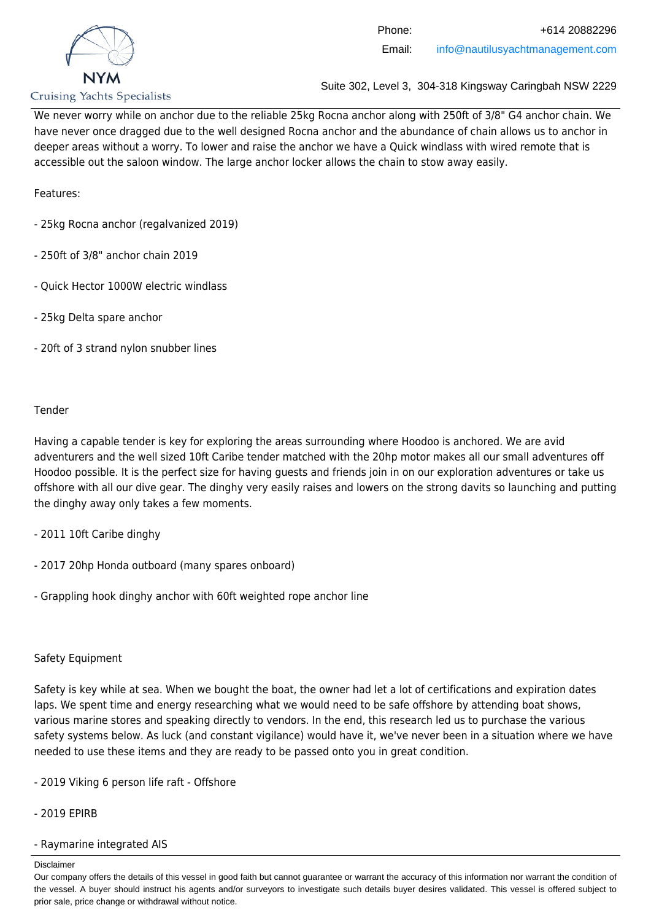We never worry while on anchor due to the reliable 25kg Rocna anchor along with 250ft of 3/8" G4 anchor chain. We have never once dragged due to the well designed Rocna anchor and the abundance of chain allows us to anchor in deeper areas without a worry. To lower and raise the anchor we have a Quick windlass with wired remote that is accessible out the saloon window. The large anchor locker allows the chain to stow away easily.

Features:

- 25kg Rocna anchor (regalvanized 2019)

- 250ft of 3/8" anchor chain 2019

- Quick Hector 1000W electric windlass

- 25kg Delta spare anchor

- 20ft of 3 strand nylon snubber lines

Tender

Having a capable tender is key for exploring the areas surrounding where Hoodoo is anchored. We are avid adventurers and the well sized 10ft Caribe tender matched with the 20hp motor makes all our small adventures off Hoodoo possible. It is the perfect size for having guests and friends join in on our exploration adventures or take us offshore with all our dive gear. The dinghy very easily raises and lowers on the strong davits so launching and putting the dinghy away only takes a few moments.

- 2011 10ft Caribe dinghy

- 2017 20hp Honda outboard (many spares onboard)

- Grappling hook dinghy anchor with 60ft weighted rope anchor line

Safety Equipment

Safety is key while at sea. When we bought the boat, the owner had let a lot of certifications and expiration dates laps. We spent time and energy researching what we would need to be safe offshore by attending boat shows, various marine stores and speaking directly to vendors. In the end, this research led us to purchase the various safety systems below. As luck (and constant vigilance) would have it, we've never been in a situation where we have needed to use these items and they are ready to be passed onto you in great condition.

- 2019 Viking 6 person life raft - Offshore

- 2019 EPIRB

- Raymarine integrated AIS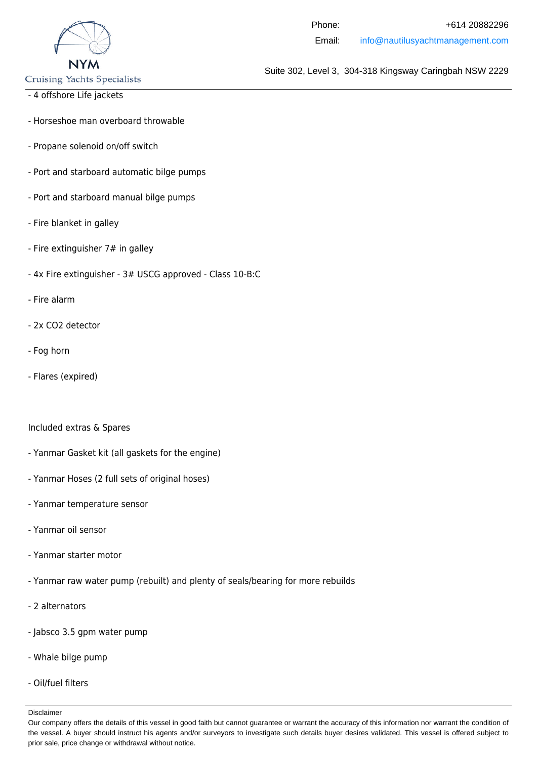- 4 offshore Life jackets

- Horseshoe man overboard throwable

- Propane solenoid on/off switch

- Port and starboard automatic bilge pumps

- Port and starboard manual bilge pumps

- Fire blanket in galley

- Fire extinguisher 7# in galley

- 4x Fire extinguisher - 3# USCG approved - Class 10-B:C

- Fire alarm

- 2x CO2 detector

- Fog horn

- Flares (expired)

Included extras & Spares

- Yanmar Gasket kit (all gaskets for the engine)

- Yanmar Hoses (2 full sets of original hoses)

- Yanmar temperature sensor

- Yanmar oil sensor

- Yanmar starter motor

- Yanmar raw water pump (rebuilt) and plenty of seals/bearing for more rebuilds

- 2 alternators

- Jabsco 3.5 gpm water pump

- Whale bilge pump

- Oil/fuel filters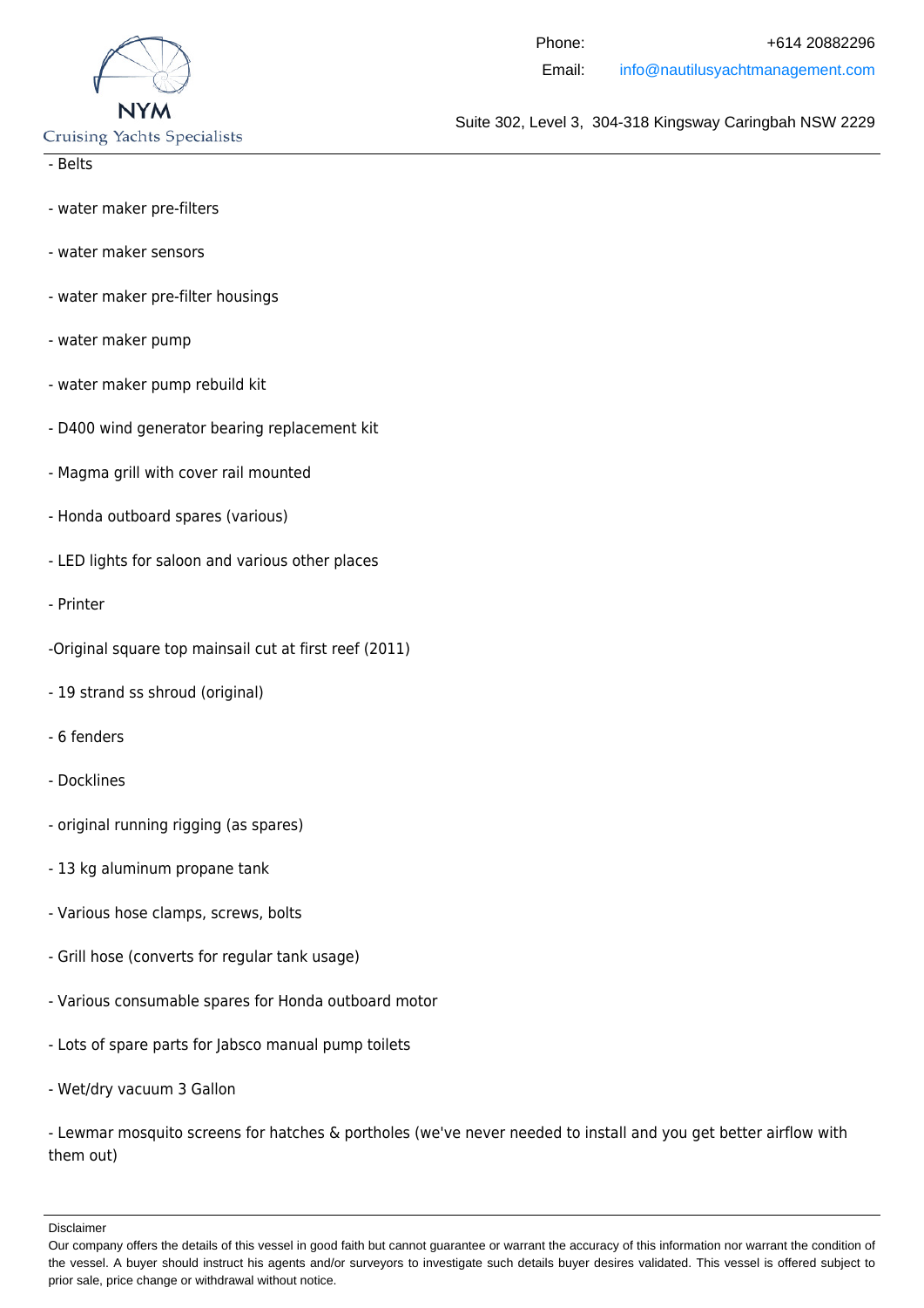- Belts

- water maker pre-filters

- water maker sensors

- water maker pre-filter housings

- water maker pump

- water maker pump rebuild kit

- D400 wind generator bearing replacement kit

- Magma grill with cover rail mounted

- Honda outboard spares (various)

- LED lights for saloon and various other places

- Printer

-Original square top mainsail cut at first reef (2011)

- 19 strand ss shroud (original)

- 6 fenders

- Docklines

- original running rigging (as spares)

- 13 kg aluminum propane tank

- Various hose clamps, screws, bolts

- Grill hose (converts for regular tank usage)

- Various consumable spares for Honda outboard motor

- Lots of spare parts for Jabsco manual pump toilets

- Wet/dry vacuum 3 Gallon

- Lewmar mosquito screens for hatches & portholes (we've never needed to install and you get better airflow with them out)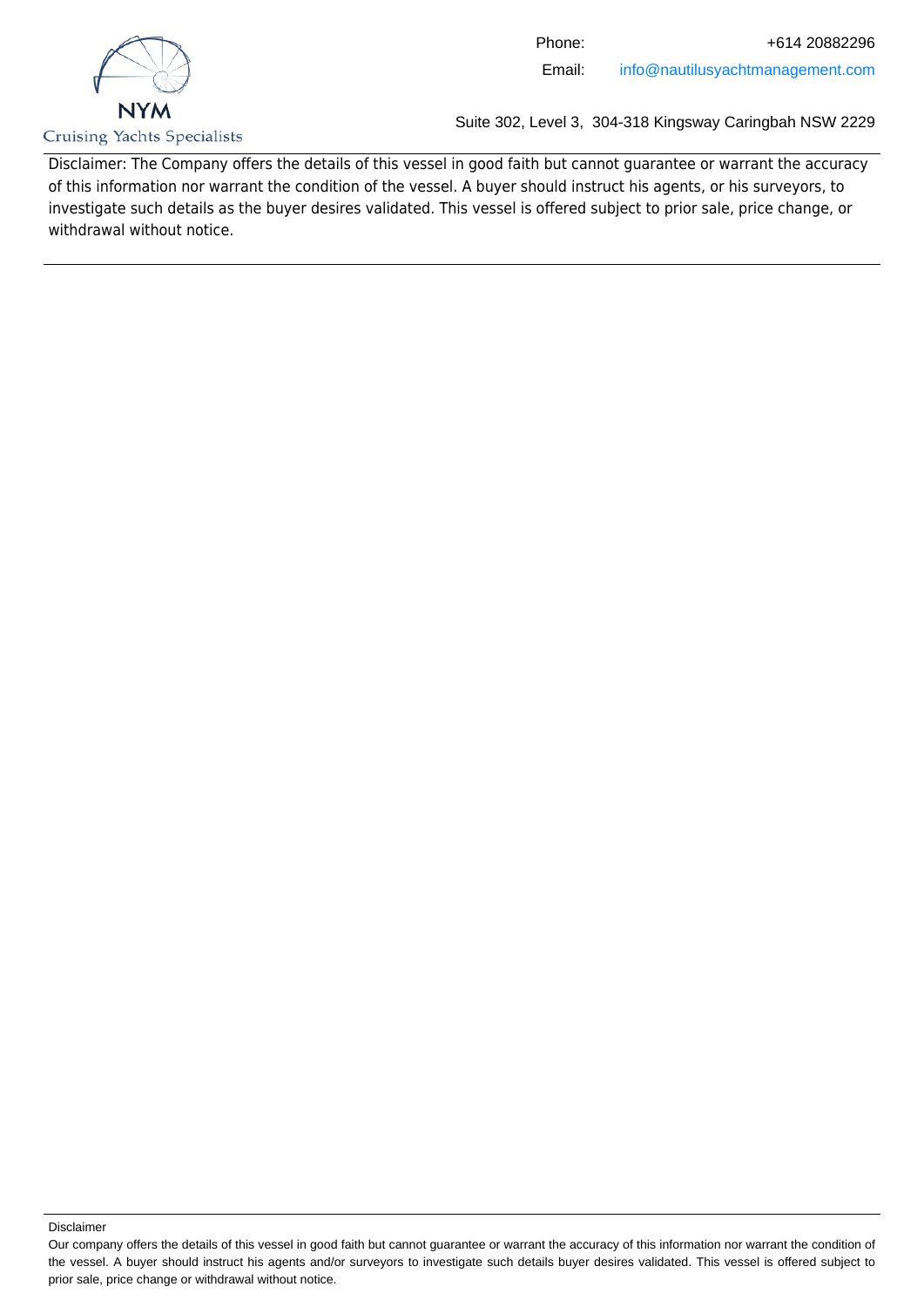Disclaimer: The Company offers the details of this vessel in good faith but cannot guarantee or warrant the accuracy of this information nor warrant the condition of the vessel. A buyer should instruct his agents, or his surveyors, to investigate such details as the buyer desires validated. This vessel is offered subject to prior sale, price change, or withdrawal without notice.